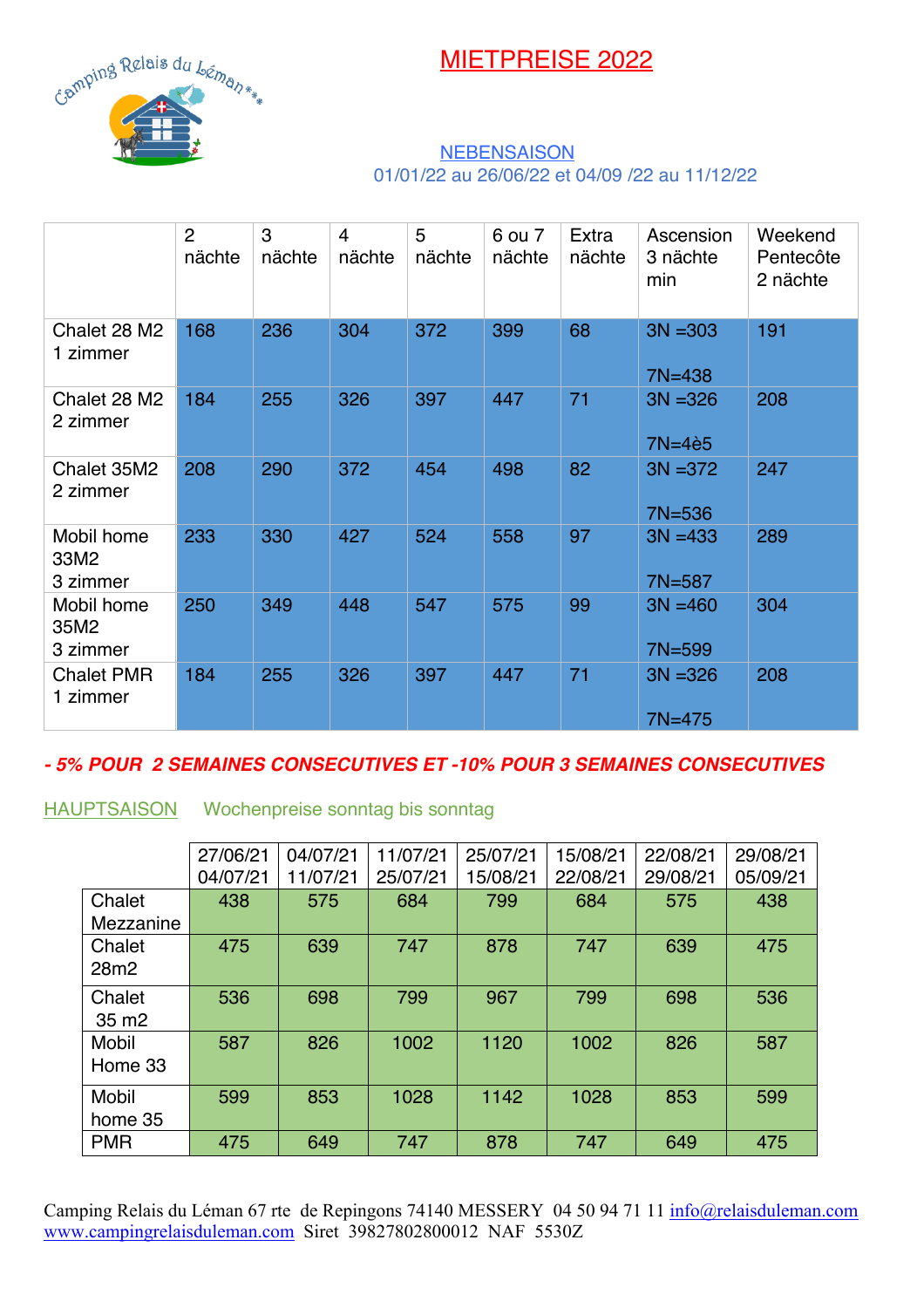Camping Relais du Léman***

# MIETPREISE 2022

## NEBENSAISON

01/01/22 au 26/06/22 et 04/09 /22 au 11/12/22

| | 2 nächte | 3 nächte | 4 nächte | 5 nächte | 6 ou 7 nächte | Extra nächte | Ascension 3 nächte min | Weekend Pentecôte 2 nächte |
|---|---|---|---|---|---|---|---|---|
| Chalet 28 M2 1 zimmer | 168 | 236 | 304 | 372 | 399 | 68 | 3N =303<br>7N=438 | 191 |
| Chalet 28 M2 2 zimmer | 184 | 255 | 326 | 397 | 447 | 71 | 3N =326<br>7N=4è5 | 208 |
| Chalet 35M2 2 zimmer | 208 | 290 | 372 | 454 | 498 | 82 | 3N =372<br>7N=536 | 247 |
| Mobil home 33M2 3 zimmer | 233 | 330 | 427 | 524 | 558 | 97 | 3N =433<br>7N=587 | 289 |
| Mobil home 35M2 3 zimmer | 250 | 349 | 448 | 547 | 575 | 99 | 3N =460<br>7N=599 | 304 |
| Chalet PMR 1 zimmer | 184 | 255 | 326 | 397 | 447 | 71 | 3N =326<br>7N=475 | 208 |

***- 5% POUR 2 SEMAINES CONSECUTIVES ET -10% POUR 3 SEMAINES CONSECUTIVES***

## HAUPTSAISON

Wochenpreise sonntag bis sonntag

| | 27/06/21 04/07/21 | 04/07/21 11/07/21 | 11/07/21 25/07/21 | 25/07/21 15/08/21 | 15/08/21 22/08/21 | 22/08/21 29/08/21 | 29/08/21 05/09/21 |
|---|---|---|---|---|---|---|---|
| Chalet Mezzanine | 438 | 575 | 684 | 799 | 684 | 575 | 438 |
| Chalet 28m2 | 475 | 639 | 747 | 878 | 747 | 639 | 475 |
| Chalet 35 m2 | 536 | 698 | 799 | 967 | 799 | 698 | 536 |
| Mobil Home 33 | 587 | 826 | 1002 | 1120 | 1002 | 826 | 587 |
| Mobil home 35 | 599 | 853 | 1028 | 1142 | 1028 | 853 | 599 |
| PMR | 475 | 649 | 747 | 878 | 747 | 649 | 475 |

Camping Relais du Léman 67 rte de Repingons 74140 MESSERY 04 50 94 71 11 info@relaisduleman.com
www.campingrelaisduleman.com Siret 39827802800012 NAF 5530Z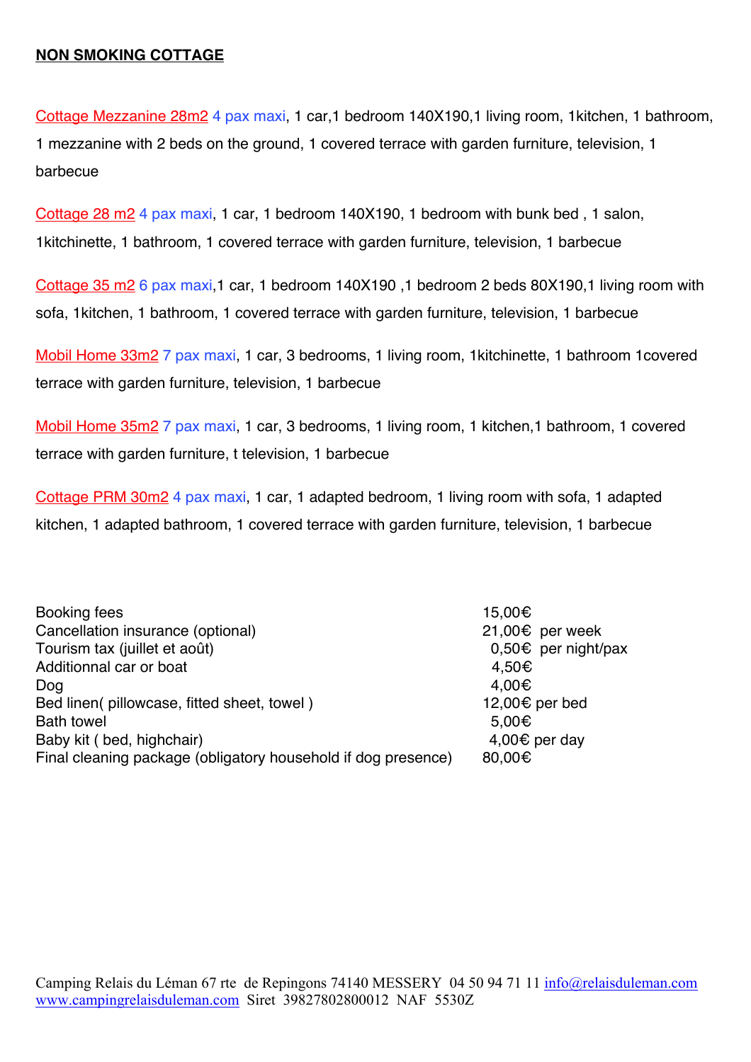**NON SMOKING COTTAGE**

Cottage Mezzanine 28m2 4 pax maxi, 1 car,1 bedroom 140X190,1 living room, 1kitchen, 1 bathroom, 1 mezzanine with 2 beds on the ground, 1 covered terrace with garden furniture, television, 1 barbecue

Cottage 28 m2 4 pax maxi, 1 car, 1 bedroom 140X190, 1 bedroom with bunk bed , 1 salon, 1kitchinette, 1 bathroom, 1 covered terrace with garden furniture, television, 1 barbecue

Cottage 35 m2 6 pax maxi,1 car, 1 bedroom 140X190 ,1 bedroom 2 beds 80X190,1 living room with sofa, 1kitchen, 1 bathroom, 1 covered terrace with garden furniture, television, 1 barbecue

Mobil Home 33m2 7 pax maxi, 1 car, 3 bedrooms, 1 living room, 1kitchinette, 1 bathroom 1covered terrace with garden furniture, television, 1 barbecue

Mobil Home 35m2 7 pax maxi, 1 car, 3 bedrooms, 1 living room, 1 kitchen,1 bathroom, 1 covered terrace with garden furniture, t television, 1 barbecue

Cottage PRM 30m2 4 pax maxi, 1 car, 1 adapted bedroom, 1 living room with sofa, 1 adapted kitchen, 1 adapted bathroom, 1 covered terrace with garden furniture, television, 1 barbecue

| | |
|---|---|
| Booking fees | 15,00€ |
| Cancellation insurance (optional) | 21,00€ per week |
| Tourism tax (juillet et août) | 0,50€ per night/pax |
| Additionnal car or boat | 4,50€ |
| Dog | 4,00€ |
| Bed linen( pillowcase, fitted sheet, towel ) | 12,00€ per bed |
| Bath towel | 5,00€ |
| Baby kit ( bed, highchair) | 4,00€ per day |
| Final cleaning package (obligatory household if dog presence) | 80,00€ |

Camping Relais du Léman 67 rte de Repingons 74140 MESSERY 04 50 94 71 11 info@relaisduleman.com www.campingrelaisduleman.com Siret 39827802800012 NAF 5530Z